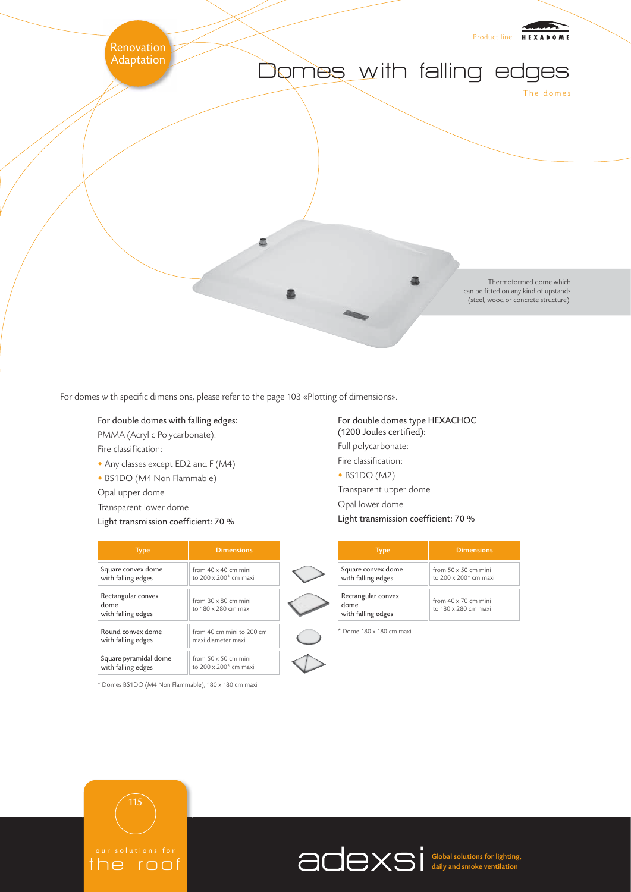Renovation Adaptation

Product line HEXADOME

# Domes with falling edges

The domes

Thermoformed dome which can be fitted on any kind of upstands (steel, wood or concrete structure).

For domes with specific dimensions, please refer to the page 103 «Plotting of dimensions».

For double domes with falling edges:

PMMA (Acrylic Polycarbonate):

Fire classification:

- Any classes except ED2 and F (M4)
- BS1DO (M4 Non Flammable)

Opal upper dome

Transparent lower dome

Light transmission coefficient: 70 %

| Type | Dimensions |
|---|---|
| Square convex dome with falling edges | from 40 x 40 cm mini to 200 x 200* cm maxi |
| Rectangular convex dome with falling edges | from 30 x 80 cm mini to 180 x 280 cm maxi |
| Round convex dome with falling edges | from 40 cm mini to 200 cm maxi diameter maxi |
| Square pyramidal dome with falling edges | from 50 x 50 cm mini to 200 x 200* cm maxi |

\* Domes BS1DO (M4 Non Flammable), 180 x 180 cm maxi

For double domes type HEXACHOC (1200 Joules certified):

Full polycarbonate:

Fire classification:

- BS1DO (M2)

Transparent upper dome

Opal lower dome

Light transmission coefficient: 70 %

| Type | Dimensions |
|---|---|
| Square convex dome with falling edges | from 50 x 50 cm mini to 200 x 200* cm maxi |
| Rectangular convex dome with falling edges | from 40 x 70 cm mini to 180 x 280 cm maxi |

\* Dome 180 x 180 cm maxi

our solutions for the roof

adexsi Global solutions for lighting, daily and smoke ventilation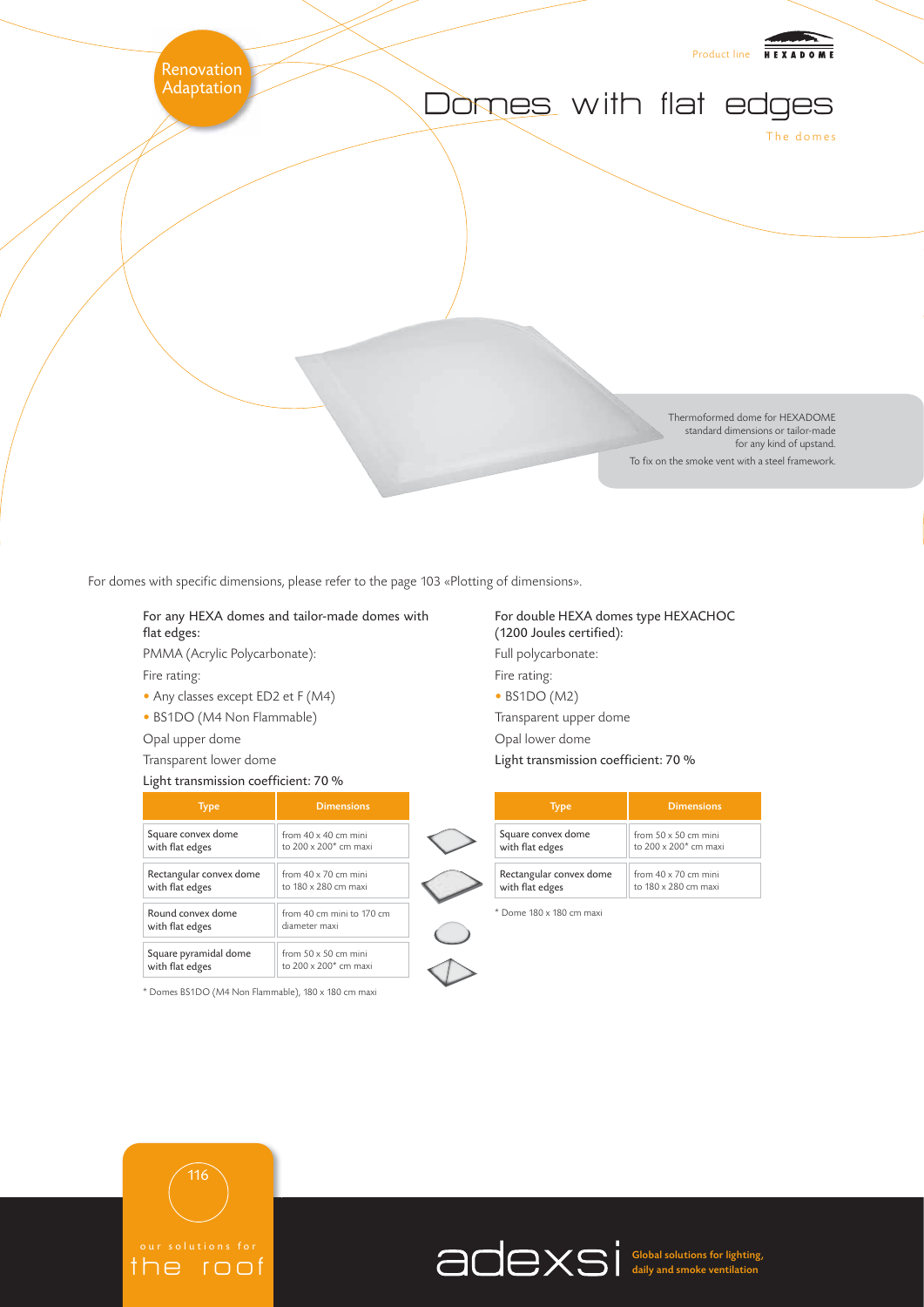Renovation
Adaptation

Product line HEXADOME

# Domes with flat edges

The domes

Thermoformed dome for HEXADOME standard dimensions or tailor-made for any kind of upstand.

To fix on the smoke vent with a steel framework.

For domes with specific dimensions, please refer to the page 103 «Plotting of dimensions».

For any HEXA domes and tailor-made domes with flat edges:

PMMA (Acrylic Polycarbonate):

Fire rating:

- Any classes except ED2 et F (M4)
- BS1DO (M4 Non Flammable)

Opal upper dome

Transparent lower dome

Light transmission coefficient: 70 %

| Type | Dimensions |
|---|---|
| Square convex dome with flat edges | from 40 x 40 cm mini to 200 x 200* cm maxi |
| Rectangular convex dome with flat edges | from 40 x 70 cm mini to 180 x 280 cm maxi |
| Round convex dome with flat edges | from 40 cm mini to 170 cm diameter maxi |
| Square pyramidal dome with flat edges | from 50 x 50 cm mini to 200 x 200* cm maxi |

* Domes BS1DO (M4 Non Flammable), 180 x 180 cm maxi

For double HEXA domes type HEXACHOC (1200 Joules certified):

Full polycarbonate:

Fire rating:

- BS1DO (M2)

Transparent upper dome

Opal lower dome

Light transmission coefficient: 70 %

| Type | Dimensions |
|---|---|
| Square convex dome with flat edges | from 50 x 50 cm mini to 200 x 200* cm maxi |
| Rectangular convex dome with flat edges | from 40 x 70 cm mini to 180 x 280 cm maxi |

* Dome 180 x 180 cm maxi

our solutions for the roof

adexsi Global solutions for lighting, daily and smoke ventilation